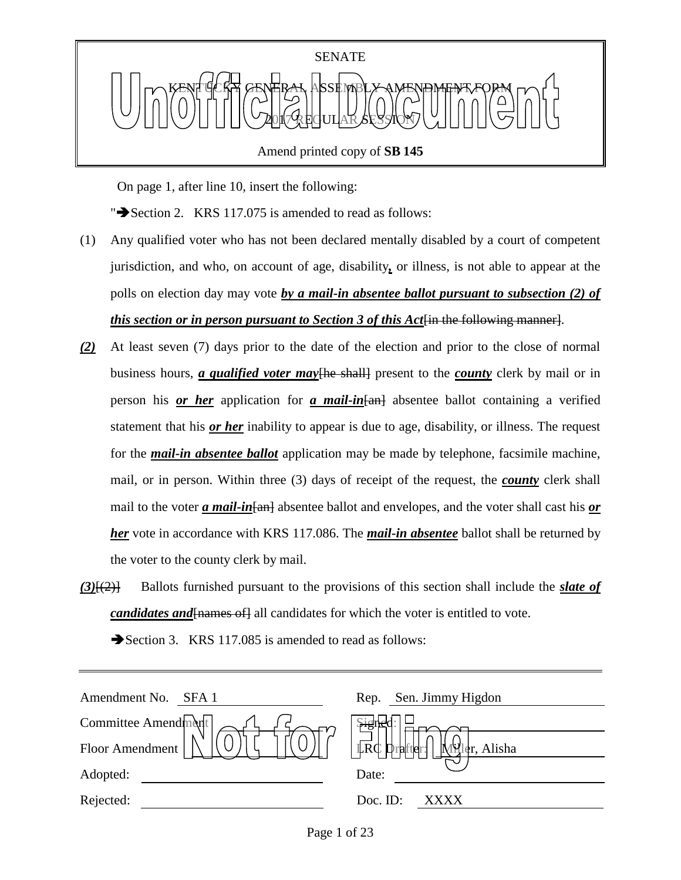SENATE

KENTUCKY GENERAL ASSEMBLY AMENDMENT FORM

2017 REGULAR SESSION

Amend printed copy of **SB 145**

On page 1, after line 10, insert the following:

"➔Section 2. KRS 117.075 is amended to read as follows:

(1) Any qualified voter who has not been declared mentally disabled by a court of competent jurisdiction, and who, on account of age, disability**,** or illness, is not able to appear at the polls on election day may vote ***by a mail-in absentee ballot pursuant to subsection (2) of this section or in person pursuant to Section 3 of this Act***~~[in the following manner]~~.

***(2)*** At least seven (7) days prior to the date of the election and prior to the close of normal business hours, ***a qualified voter may***~~[he shall]~~ present to the ***county*** clerk by mail or in person his ***or her*** application for ***a mail-in***~~[an]~~ absentee ballot containing a verified statement that his ***or her*** inability to appear is due to age, disability, or illness. The request for the ***mail-in absentee ballot*** application may be made by telephone, facsimile machine, mail, or in person. Within three (3) days of receipt of the request, the ***county*** clerk shall mail to the voter ***a mail-in***~~[an]~~ absentee ballot and envelopes, and the voter shall cast his ***or her*** vote in accordance with KRS 117.086. The ***mail-in absentee*** ballot shall be returned by the voter to the county clerk by mail.

***(3)***~~[(2)]~~ Ballots furnished pursuant to the provisions of this section shall include the ***slate of candidates and***~~[names of]~~ all candidates for which the voter is entitled to vote.

➔Section 3. KRS 117.085 is amended to read as follows:

| | | | |
|---|---|---|---|
| Amendment No. | SFA 1 | Rep. | Sen. Jimmy Higdon |
| Committee Amendment | | Signed: | |
| Floor Amendment | | LRC Drafter: | Miller, Alisha |
| Adopted: | | Date: | |
| Rejected: | | Doc. ID: | XXXX |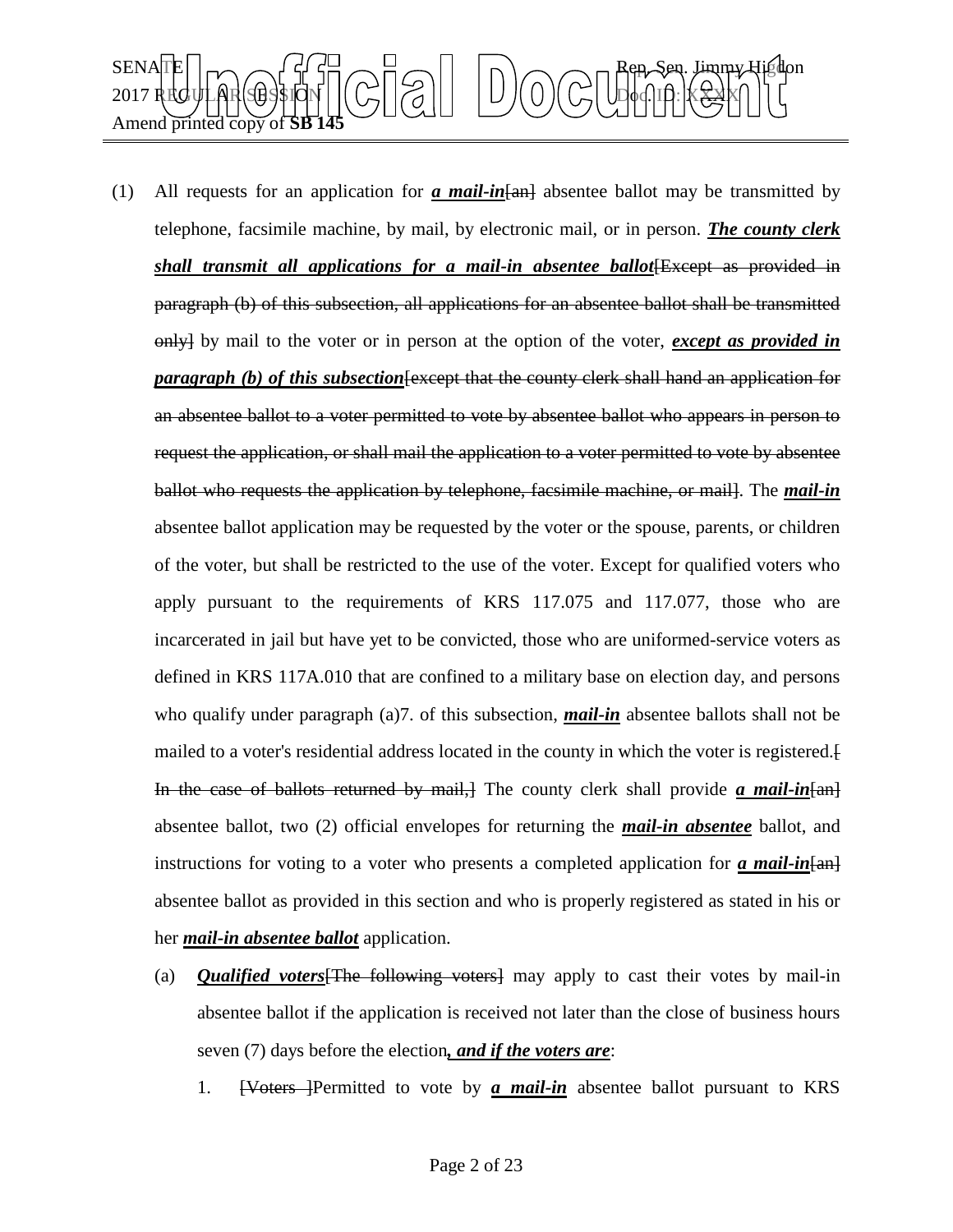(1) All requests for an application for ***a mail-in***[an] absentee ballot may be transmitted by telephone, facsimile machine, by mail, by electronic mail, or in person. ***The county clerk shall transmit all applications for a mail-in absentee ballot***[Except as provided in paragraph (b) of this subsection, all applications for an absentee ballot shall be transmitted only] by mail to the voter or in person at the option of the voter, ***except as provided in paragraph (b) of this subsection***[except that the county clerk shall hand an application for an absentee ballot to a voter permitted to vote by absentee ballot who appears in person to request the application, or shall mail the application to a voter permitted to vote by absentee ballot who requests the application by telephone, facsimile machine, or mail]. The ***mail-in*** absentee ballot application may be requested by the voter or the spouse, parents, or children of the voter, but shall be restricted to the use of the voter. Except for qualified voters who apply pursuant to the requirements of KRS 117.075 and 117.077, those who are incarcerated in jail but have yet to be convicted, those who are uniformed-service voters as defined in KRS 117A.010 that are confined to a military base on election day, and persons who qualify under paragraph (a)7. of this subsection, ***mail-in*** absentee ballots shall not be mailed to a voter's residential address located in the county in which the voter is registered.[ In the case of ballots returned by mail,] The county clerk shall provide ***a mail-in***[an] absentee ballot, two (2) official envelopes for returning the ***mail-in absentee*** ballot, and instructions for voting to a voter who presents a completed application for ***a mail-in***[an] absentee ballot as provided in this section and who is properly registered as stated in his or her ***mail-in absentee ballot*** application.

(a) ***Qualified voters***[The following voters] may apply to cast their votes by mail-in absentee ballot if the application is received not later than the close of business hours seven (7) days before the election***, and if the voters are***:

1. [Voters ]Permitted to vote by ***a mail-in*** absentee ballot pursuant to KRS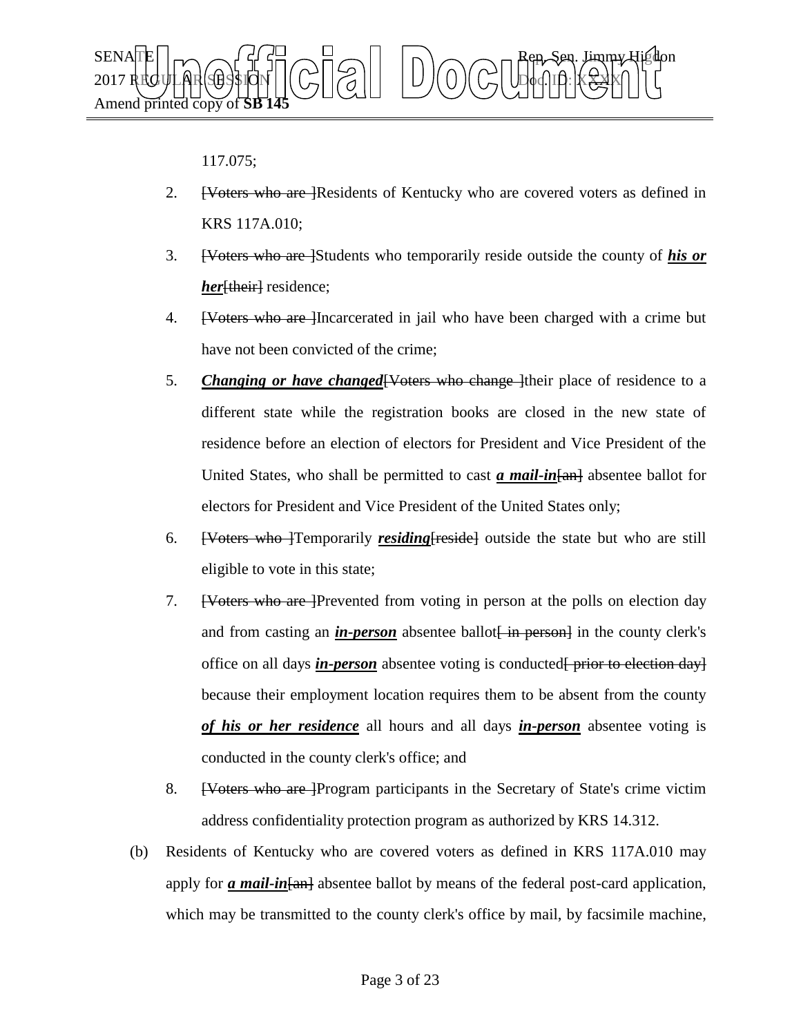117.075;

2. [Voters who are ]Residents of Kentucky who are covered voters as defined in KRS 117A.010;

3. [Voters who are ]Students who temporarily reside outside the county of ***his or her***[their] residence;

4. [Voters who are ]Incarcerated in jail who have been charged with a crime but have not been convicted of the crime;

5. ***Changing or have changed***[Voters who change ]their place of residence to a different state while the registration books are closed in the new state of residence before an election of electors for President and Vice President of the United States, who shall be permitted to cast ***a mail-in***[an] absentee ballot for electors for President and Vice President of the United States only;

6. [Voters who ]Temporarily ***residing***[reside] outside the state but who are still eligible to vote in this state;

7. [Voters who are ]Prevented from voting in person at the polls on election day and from casting an ***in-person*** absentee ballot[ in person] in the county clerk's office on all days ***in-person*** absentee voting is conducted[ prior to election day] because their employment location requires them to be absent from the county ***of his or her residence*** all hours and all days ***in-person*** absentee voting is conducted in the county clerk's office; and

8. [Voters who are ]Program participants in the Secretary of State's crime victim address confidentiality protection program as authorized by KRS 14.312.

(b) Residents of Kentucky who are covered voters as defined in KRS 117A.010 may apply for ***a mail-in***[an] absentee ballot by means of the federal post-card application, which may be transmitted to the county clerk's office by mail, by facsimile machine,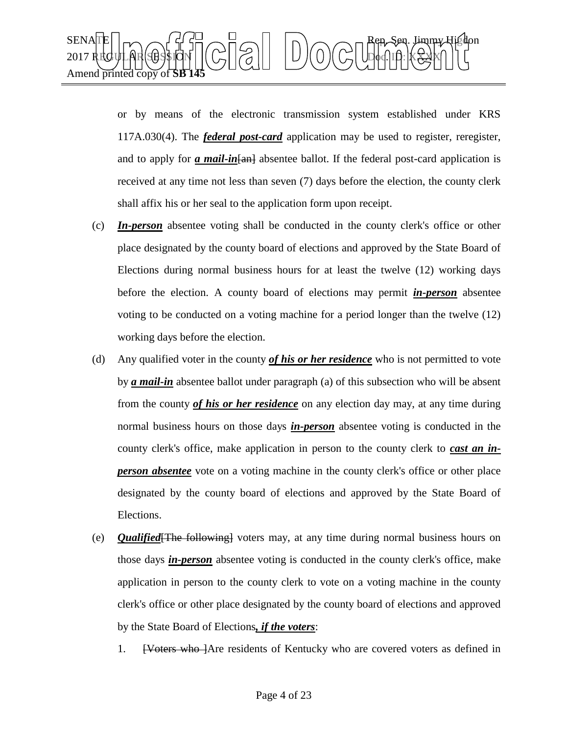or by means of the electronic transmission system established under KRS 117A.030(4). The ***federal post-card*** application may be used to register, reregister, and to apply for ***a mail-in***~~[an]~~ absentee ballot. If the federal post-card application is received at any time not less than seven (7) days before the election, the county clerk shall affix his or her seal to the application form upon receipt.

(c) ***In-person*** absentee voting shall be conducted in the county clerk's office or other place designated by the county board of elections and approved by the State Board of Elections during normal business hours for at least the twelve (12) working days before the election. A county board of elections may permit ***in-person*** absentee voting to be conducted on a voting machine for a period longer than the twelve (12) working days before the election.

(d) Any qualified voter in the county ***of his or her residence*** who is not permitted to vote by ***a mail-in*** absentee ballot under paragraph (a) of this subsection who will be absent from the county ***of his or her residence*** on any election day may, at any time during normal business hours on those days ***in-person*** absentee voting is conducted in the county clerk's office, make application in person to the county clerk to ***cast an in-person absentee*** vote on a voting machine in the county clerk's office or other place designated by the county board of elections and approved by the State Board of Elections.

(e) ***Qualified***~~[The following]~~ voters may, at any time during normal business hours on those days ***in-person*** absentee voting is conducted in the county clerk's office, make application in person to the county clerk to vote on a voting machine in the county clerk's office or other place designated by the county board of elections and approved by the State Board of Elections***, if the voters***:

1. ~~[Voters who ]~~Are residents of Kentucky who are covered voters as defined in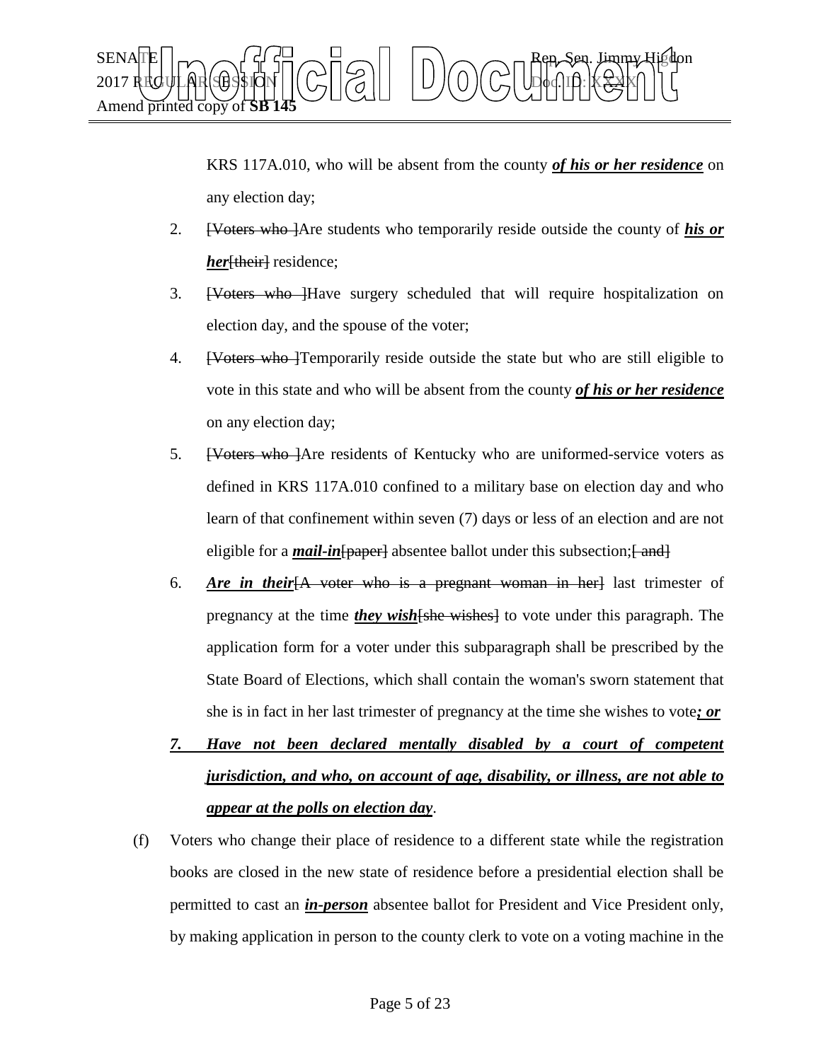KRS 117A.010, who will be absent from the county ***of his or her residence*** on any election day;

2. [Voters who ]Are students who temporarily reside outside the county of ***his or her***[their] residence;

3. [Voters who ]Have surgery scheduled that will require hospitalization on election day, and the spouse of the voter;

4. [Voters who ]Temporarily reside outside the state but who are still eligible to vote in this state and who will be absent from the county ***of his or her residence*** on any election day;

5. [Voters who ]Are residents of Kentucky who are uniformed-service voters as defined in KRS 117A.010 confined to a military base on election day and who learn of that confinement within seven (7) days or less of an election and are not eligible for a ***mail-in***[paper] absentee ballot under this subsection;[ and]

6. ***Are in their***[A voter who is a pregnant woman in her] last trimester of pregnancy at the time ***they wish***[she wishes] to vote under this paragraph. The application form for a voter under this subparagraph shall be prescribed by the State Board of Elections, which shall contain the woman's sworn statement that she is in fact in her last trimester of pregnancy at the time she wishes to vote***; or***

***7. Have not been declared mentally disabled by a court of competent jurisdiction, and who, on account of age, disability, or illness, are not able to appear at the polls on election day***.

(f) Voters who change their place of residence to a different state while the registration books are closed in the new state of residence before a presidential election shall be permitted to cast an ***in-person*** absentee ballot for President and Vice President only, by making application in person to the county clerk to vote on a voting machine in the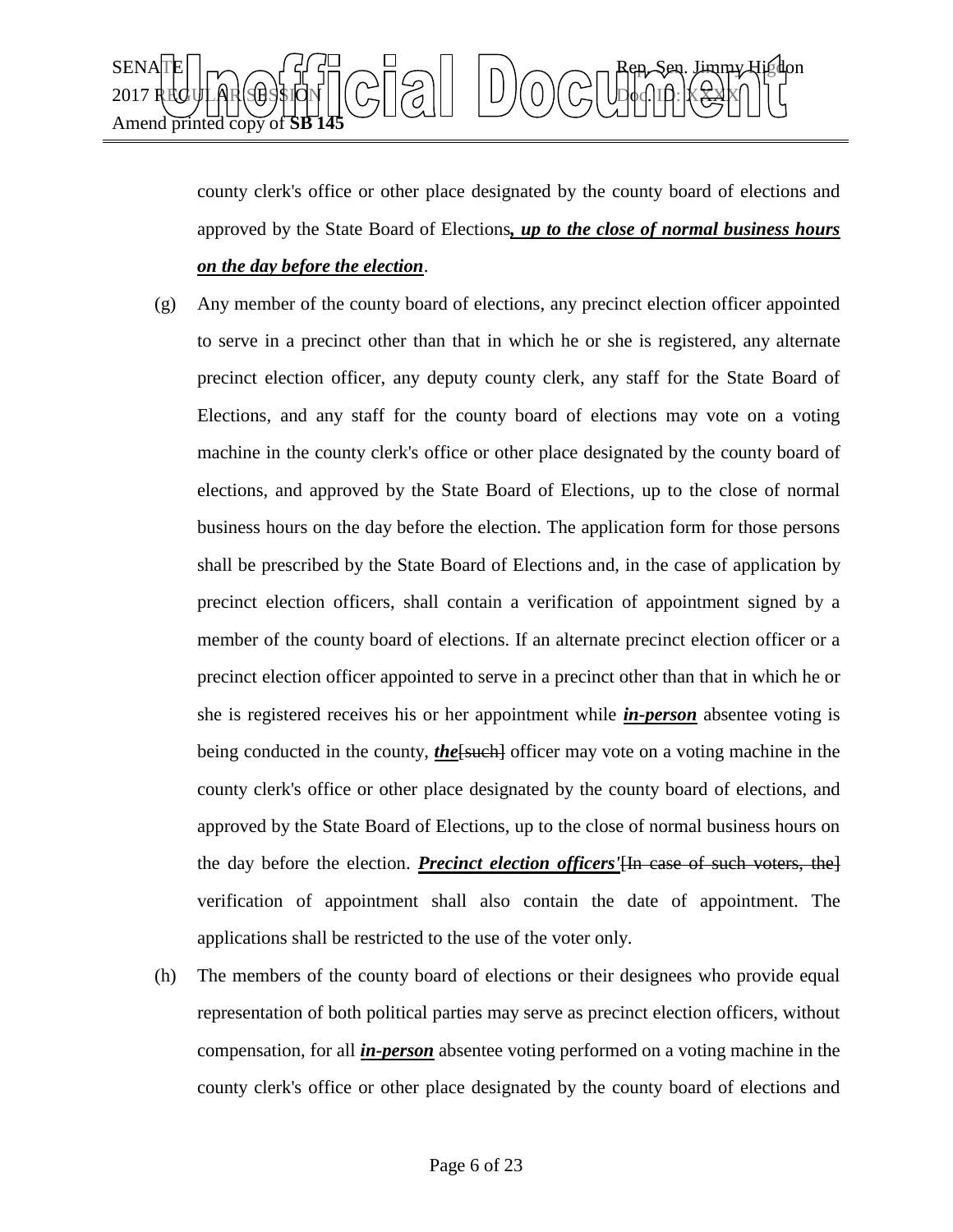county clerk's office or other place designated by the county board of elections and approved by the State Board of Elections***, up to the close of normal business hours on the day before the election***.

(g) Any member of the county board of elections, any precinct election officer appointed to serve in a precinct other than that in which he or she is registered, any alternate precinct election officer, any deputy county clerk, any staff for the State Board of Elections, and any staff for the county board of elections may vote on a voting machine in the county clerk's office or other place designated by the county board of elections, and approved by the State Board of Elections, up to the close of normal business hours on the day before the election. The application form for those persons shall be prescribed by the State Board of Elections and, in the case of application by precinct election officers, shall contain a verification of appointment signed by a member of the county board of elections. If an alternate precinct election officer or a precinct election officer appointed to serve in a precinct other than that in which he or she is registered receives his or her appointment while ***in-person*** absentee voting is being conducted in the county, ***the***~~[such]~~ officer may vote on a voting machine in the county clerk's office or other place designated by the county board of elections, and approved by the State Board of Elections, up to the close of normal business hours on the day before the election. ***Precinct election officers'***~~[In case of such voters, the]~~ verification of appointment shall also contain the date of appointment. The applications shall be restricted to the use of the voter only.

(h) The members of the county board of elections or their designees who provide equal representation of both political parties may serve as precinct election officers, without compensation, for all ***in-person*** absentee voting performed on a voting machine in the county clerk's office or other place designated by the county board of elections and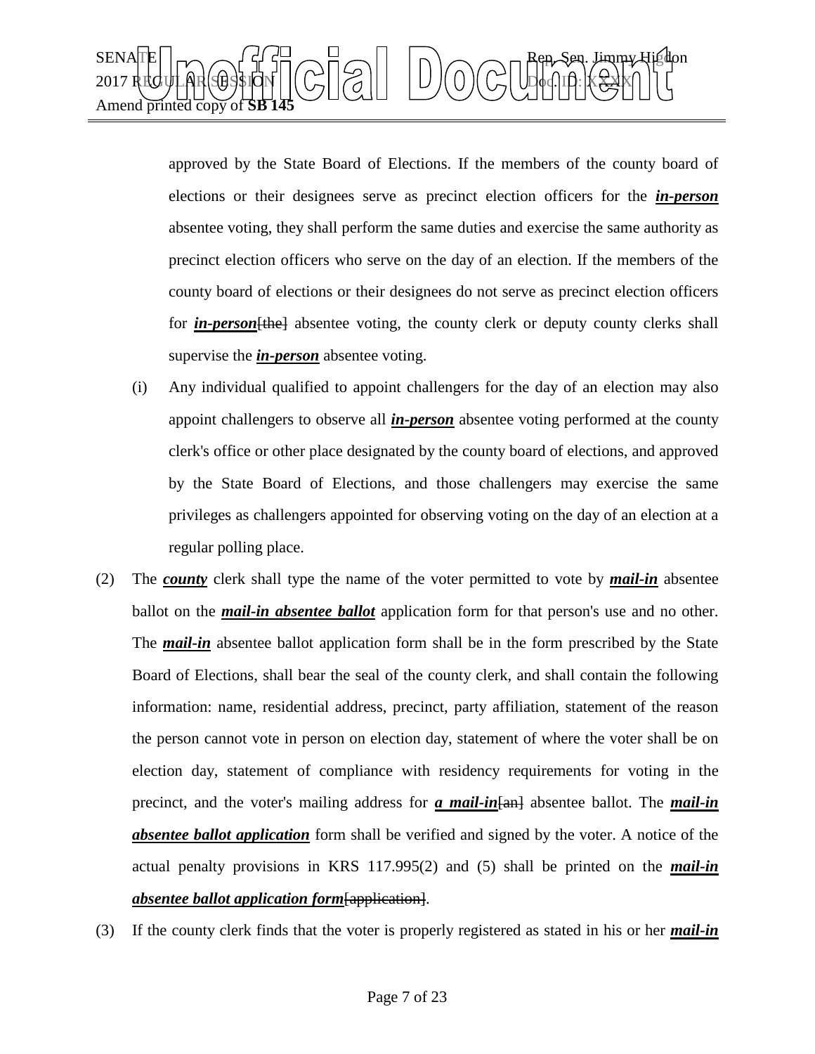approved by the State Board of Elections. If the members of the county board of elections or their designees serve as precinct election officers for the ***in-person*** absentee voting, they shall perform the same duties and exercise the same authority as precinct election officers who serve on the day of an election. If the members of the county board of elections or their designees do not serve as precinct election officers for ***in-person***~~[the]~~ absentee voting, the county clerk or deputy county clerks shall supervise the ***in-person*** absentee voting.

(i) Any individual qualified to appoint challengers for the day of an election may also appoint challengers to observe all ***in-person*** absentee voting performed at the county clerk's office or other place designated by the county board of elections, and approved by the State Board of Elections, and those challengers may exercise the same privileges as challengers appointed for observing voting on the day of an election at a regular polling place.

(2) The ***county*** clerk shall type the name of the voter permitted to vote by ***mail-in*** absentee ballot on the ***mail-in absentee ballot*** application form for that person's use and no other. The ***mail-in*** absentee ballot application form shall be in the form prescribed by the State Board of Elections, shall bear the seal of the county clerk, and shall contain the following information: name, residential address, precinct, party affiliation, statement of the reason the person cannot vote in person on election day, statement of where the voter shall be on election day, statement of compliance with residency requirements for voting in the precinct, and the voter's mailing address for ***a mail-in***~~[an]~~ absentee ballot. The ***mail-in absentee ballot application*** form shall be verified and signed by the voter. A notice of the actual penalty provisions in KRS 117.995(2) and (5) shall be printed on the ***mail-in absentee ballot application form***~~[application]~~.

(3) If the county clerk finds that the voter is properly registered as stated in his or her ***mail-in***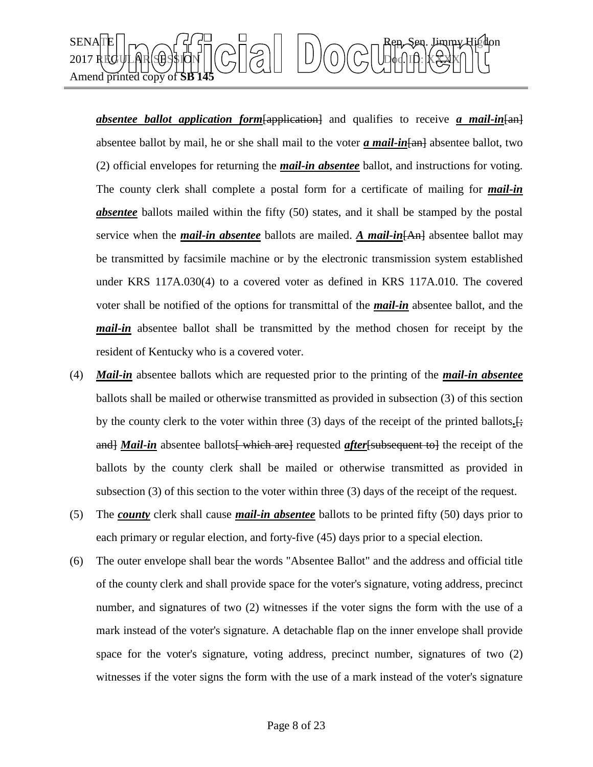***absentee ballot application form***[application] and qualifies to receive ***a mail-in***[an] absentee ballot by mail, he or she shall mail to the voter ***a mail-in***[an] absentee ballot, two (2) official envelopes for returning the ***mail-in absentee*** ballot, and instructions for voting. The county clerk shall complete a postal form for a certificate of mailing for ***mail-in absentee*** ballots mailed within the fifty (50) states, and it shall be stamped by the postal service when the ***mail-in absentee*** ballots are mailed. ***A mail-in***[An] absentee ballot may be transmitted by facsimile machine or by the electronic transmission system established under KRS 117A.030(4) to a covered voter as defined in KRS 117A.010. The covered voter shall be notified of the options for transmittal of the ***mail-in*** absentee ballot, and the ***mail-in*** absentee ballot shall be transmitted by the method chosen for receipt by the resident of Kentucky who is a covered voter.

(4) ***Mail-in*** absentee ballots which are requested prior to the printing of the ***mail-in absentee*** ballots shall be mailed or otherwise transmitted as provided in subsection (3) of this section by the county clerk to the voter within three (3) days of the receipt of the printed ballots***.***[; and] ***Mail-in*** absentee ballots[ which are] requested ***after***[subsequent to] the receipt of the ballots by the county clerk shall be mailed or otherwise transmitted as provided in subsection (3) of this section to the voter within three (3) days of the receipt of the request.

(5) The ***county*** clerk shall cause ***mail-in absentee*** ballots to be printed fifty (50) days prior to each primary or regular election, and forty-five (45) days prior to a special election.

(6) The outer envelope shall bear the words "Absentee Ballot" and the address and official title of the county clerk and shall provide space for the voter's signature, voting address, precinct number, and signatures of two (2) witnesses if the voter signs the form with the use of a mark instead of the voter's signature. A detachable flap on the inner envelope shall provide space for the voter's signature, voting address, precinct number, signatures of two (2) witnesses if the voter signs the form with the use of a mark instead of the voter's signature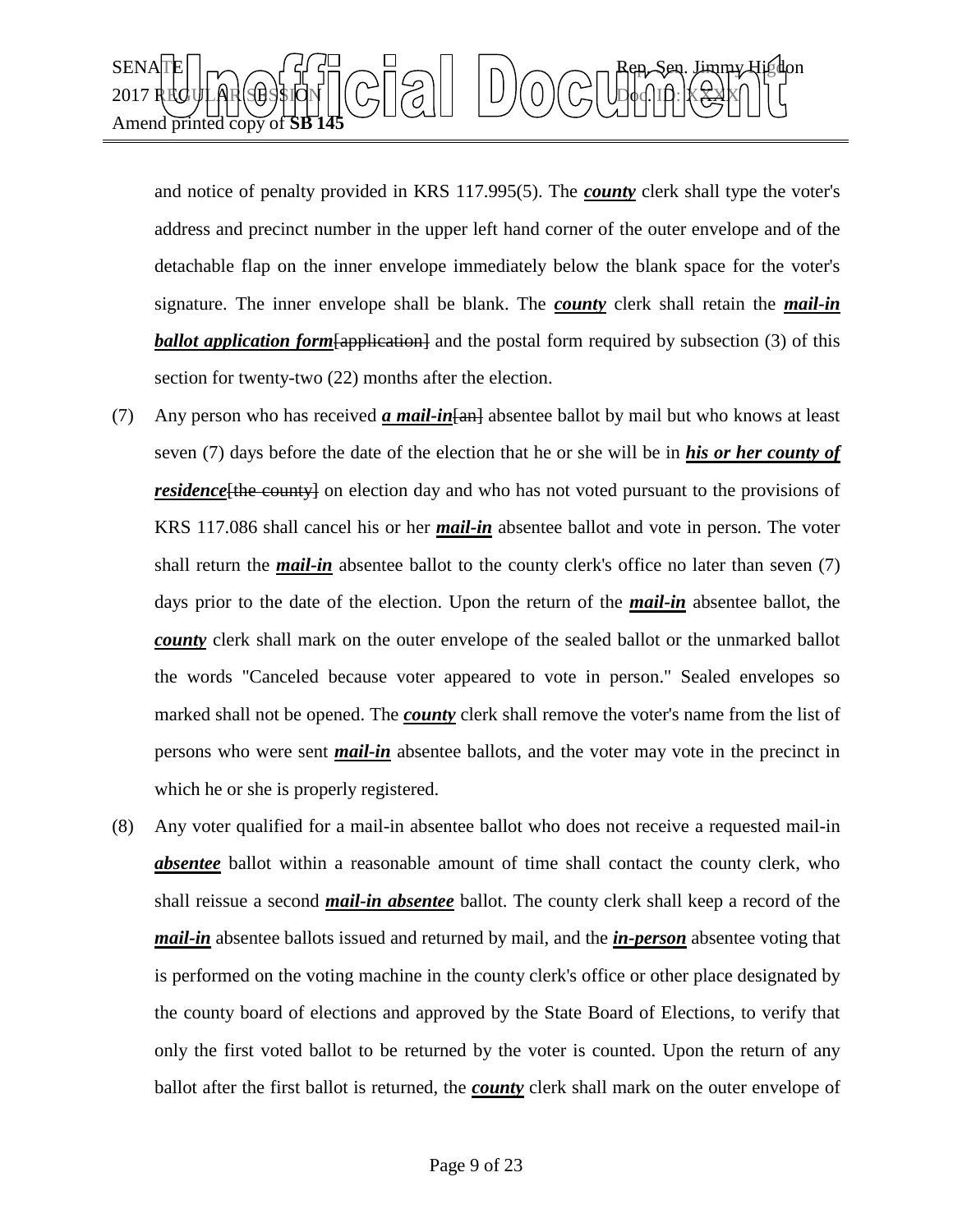and notice of penalty provided in KRS 117.995(5). The ***county*** clerk shall type the voter's address and precinct number in the upper left hand corner of the outer envelope and of the detachable flap on the inner envelope immediately below the blank space for the voter's signature. The inner envelope shall be blank. The ***county*** clerk shall retain the ***mail-in ballot application form***~~[application]~~ and the postal form required by subsection (3) of this section for twenty-two (22) months after the election.

(7) Any person who has received ***a mail-in***~~[an]~~ absentee ballot by mail but who knows at least seven (7) days before the date of the election that he or she will be in ***his or her county of residence***~~[the county]~~ on election day and who has not voted pursuant to the provisions of KRS 117.086 shall cancel his or her ***mail-in*** absentee ballot and vote in person. The voter shall return the ***mail-in*** absentee ballot to the county clerk's office no later than seven (7) days prior to the date of the election. Upon the return of the ***mail-in*** absentee ballot, the ***county*** clerk shall mark on the outer envelope of the sealed ballot or the unmarked ballot the words "Canceled because voter appeared to vote in person." Sealed envelopes so marked shall not be opened. The ***county*** clerk shall remove the voter's name from the list of persons who were sent ***mail-in*** absentee ballots, and the voter may vote in the precinct in which he or she is properly registered.

(8) Any voter qualified for a mail-in absentee ballot who does not receive a requested mail-in ***absentee*** ballot within a reasonable amount of time shall contact the county clerk, who shall reissue a second ***mail-in absentee*** ballot. The county clerk shall keep a record of the ***mail-in*** absentee ballots issued and returned by mail, and the ***in-person*** absentee voting that is performed on the voting machine in the county clerk's office or other place designated by the county board of elections and approved by the State Board of Elections, to verify that only the first voted ballot to be returned by the voter is counted. Upon the return of any ballot after the first ballot is returned, the ***county*** clerk shall mark on the outer envelope of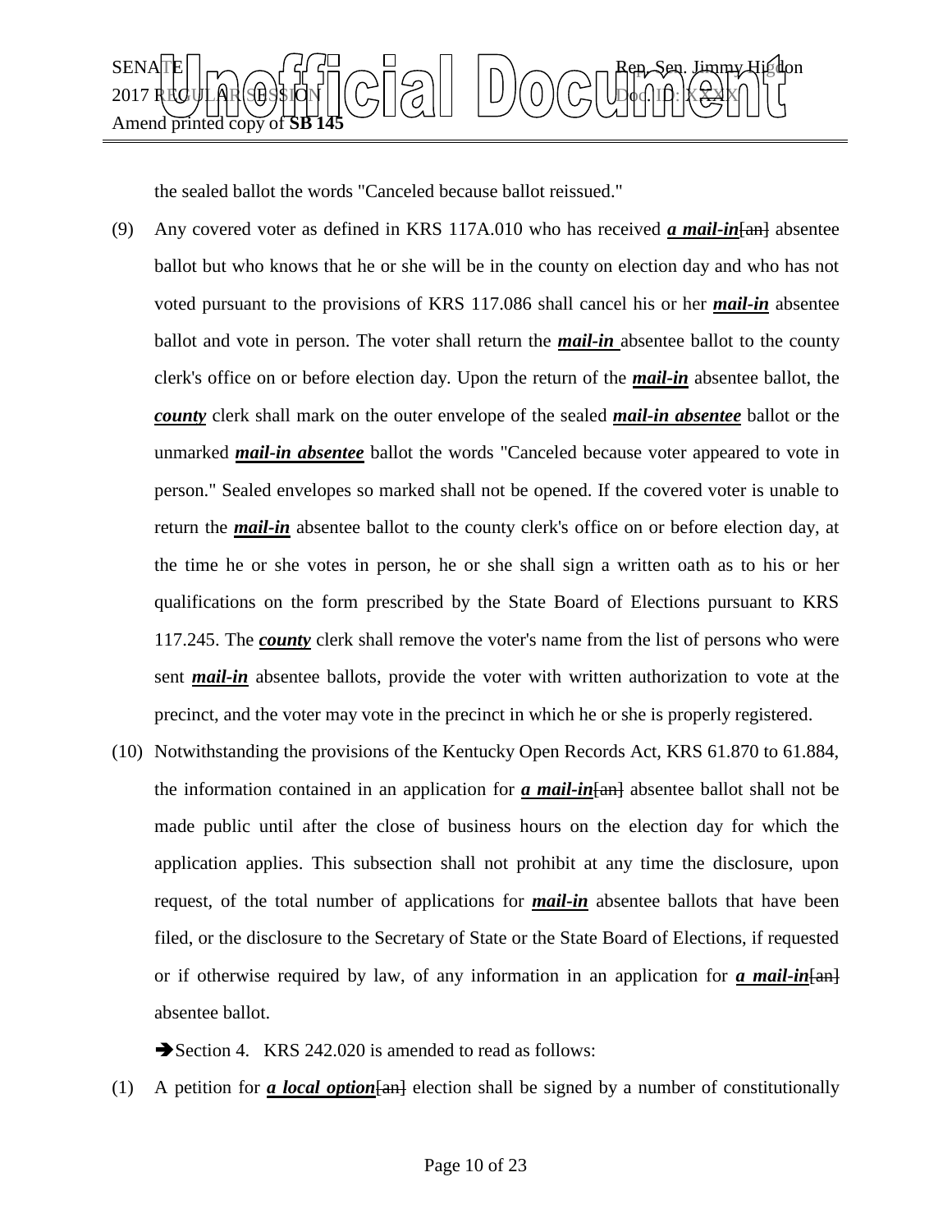the sealed ballot the words "Canceled because ballot reissued."

(9) Any covered voter as defined in KRS 117A.010 who has received ***a mail-in***~~[an]~~ absentee ballot but who knows that he or she will be in the county on election day and who has not voted pursuant to the provisions of KRS 117.086 shall cancel his or her ***mail-in*** absentee ballot and vote in person. The voter shall return the ***mail-in*** absentee ballot to the county clerk's office on or before election day. Upon the return of the ***mail-in*** absentee ballot, the ***county*** clerk shall mark on the outer envelope of the sealed ***mail-in absentee*** ballot or the unmarked ***mail-in absentee*** ballot the words "Canceled because voter appeared to vote in person." Sealed envelopes so marked shall not be opened. If the covered voter is unable to return the ***mail-in*** absentee ballot to the county clerk's office on or before election day, at the time he or she votes in person, he or she shall sign a written oath as to his or her qualifications on the form prescribed by the State Board of Elections pursuant to KRS 117.245. The ***county*** clerk shall remove the voter's name from the list of persons who were sent ***mail-in*** absentee ballots, provide the voter with written authorization to vote at the precinct, and the voter may vote in the precinct in which he or she is properly registered.

(10) Notwithstanding the provisions of the Kentucky Open Records Act, KRS 61.870 to 61.884, the information contained in an application for ***a mail-in***~~[an]~~ absentee ballot shall not be made public until after the close of business hours on the election day for which the application applies. This subsection shall not prohibit at any time the disclosure, upon request, of the total number of applications for ***mail-in*** absentee ballots that have been filed, or the disclosure to the Secretary of State or the State Board of Elections, if requested or if otherwise required by law, of any information in an application for ***a mail-in***~~[an]~~ absentee ballot.

➔Section 4. KRS 242.020 is amended to read as follows:

(1) A petition for ***a local option***~~[an]~~ election shall be signed by a number of constitutionally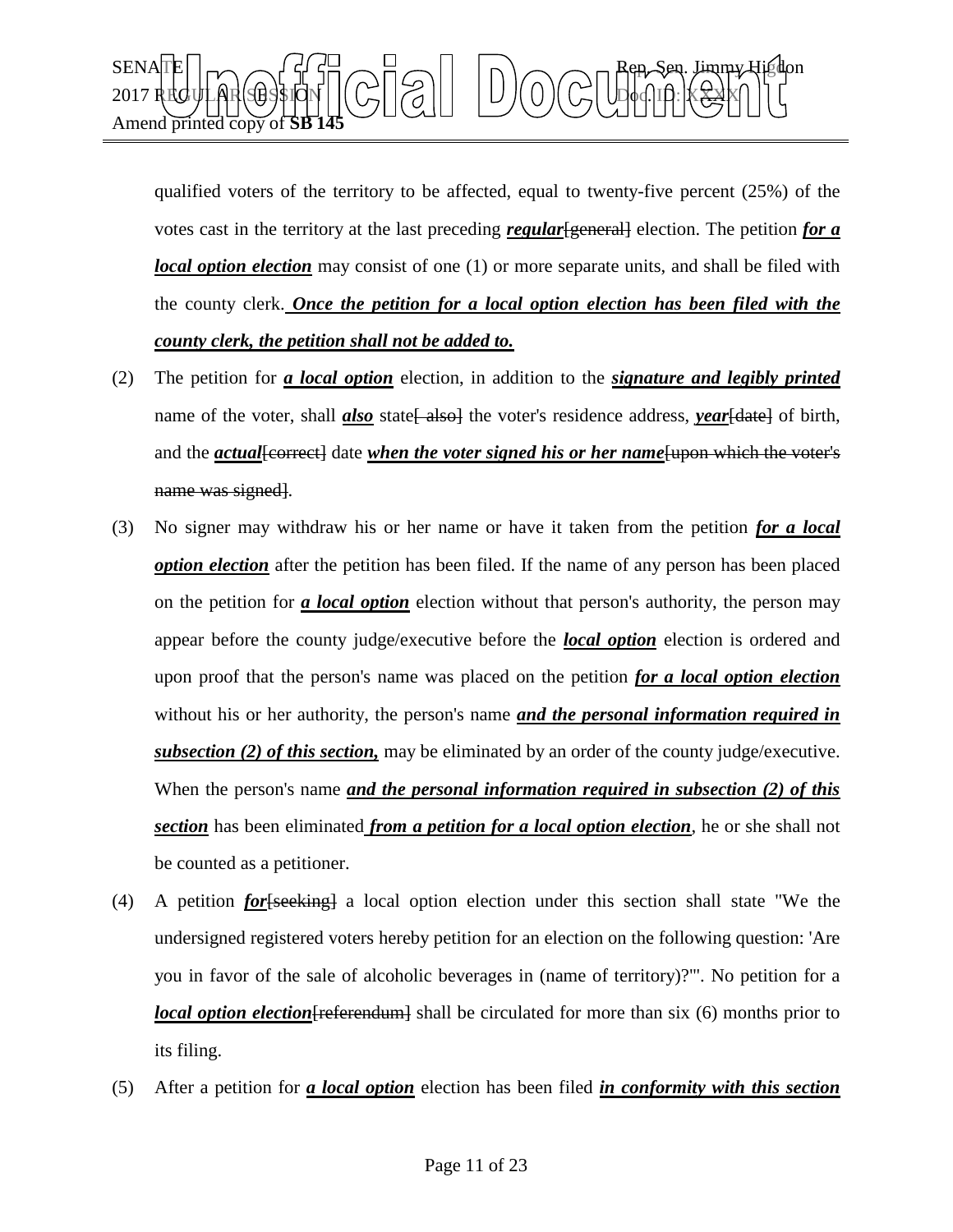qualified voters of the territory to be affected, equal to twenty-five percent (25%) of the votes cast in the territory at the last preceding ***regular***[general] election. The petition ***for a local option election*** may consist of one (1) or more separate units, and shall be filed with the county clerk. ***Once the petition for a local option election has been filed with the county clerk, the petition shall not be added to.***

(2) The petition for ***a local option*** election, in addition to the ***signature and legibly printed*** name of the voter, shall ***also*** state[ also] the voter's residence address, ***year***[date] of birth, and the ***actual***[correct] date ***when the voter signed his or her name***[upon which the voter's name was signed].

(3) No signer may withdraw his or her name or have it taken from the petition ***for a local option election*** after the petition has been filed. If the name of any person has been placed on the petition for ***a local option*** election without that person's authority, the person may appear before the county judge/executive before the ***local option*** election is ordered and upon proof that the person's name was placed on the petition ***for a local option election*** without his or her authority, the person's name ***and the personal information required in subsection (2) of this section,*** may be eliminated by an order of the county judge/executive. When the person's name ***and the personal information required in subsection (2) of this section*** has been eliminated ***from a petition for a local option election***, he or she shall not be counted as a petitioner.

(4) A petition ***for***[seeking] a local option election under this section shall state "We the undersigned registered voters hereby petition for an election on the following question: 'Are you in favor of the sale of alcoholic beverages in (name of territory)?'". No petition for a ***local option election***[referendum] shall be circulated for more than six (6) months prior to its filing.

(5) After a petition for ***a local option*** election has been filed ***in conformity with this section***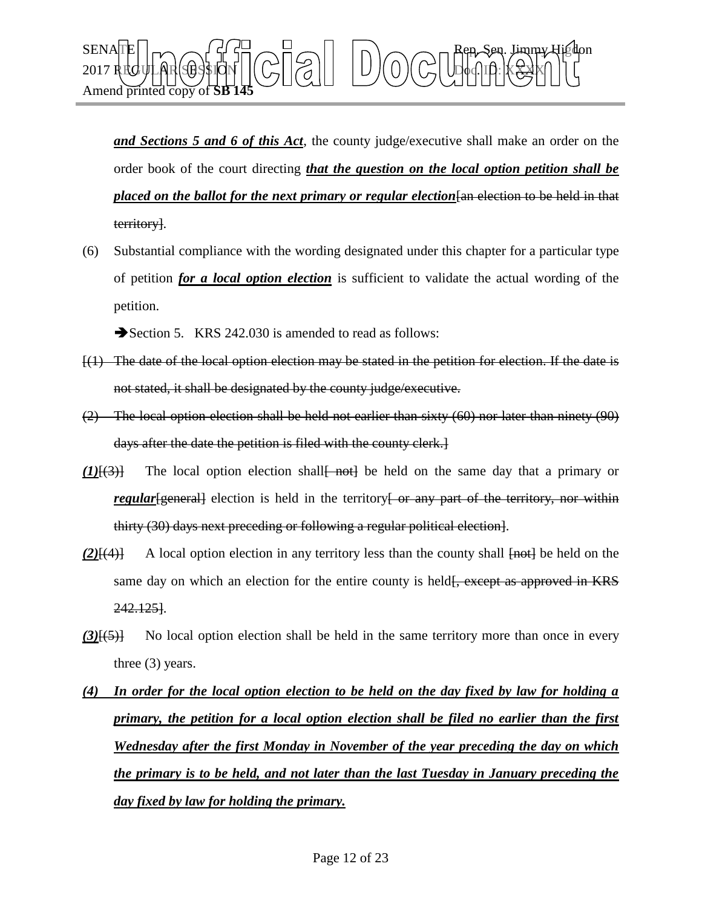***and Sections 5 and 6 of this Act***, the county judge/executive shall make an order on the order book of the court directing ***that the question on the local option petition shall be placed on the ballot for the next primary or regular election***~~[an election to be held in that territory]~~.

(6) Substantial compliance with the wording designated under this chapter for a particular type of petition ***for a local option election*** is sufficient to validate the actual wording of the petition.

➔Section 5. KRS 242.030 is amended to read as follows:

~~[(1) The date of the local option election may be stated in the petition for election. If the date is not stated, it shall be designated by the county judge/executive.~~

~~(2) The local option election shall be held not earlier than sixty (60) nor later than ninety (90) days after the date the petition is filed with the county clerk.]~~

***(1)***~~[(3)]~~ The local option election shall~~[ not]~~ be held on the same day that a primary or ***regular***~~[general]~~ election is held in the territory~~[ or any part of the territory, nor within thirty (30) days next preceding or following a regular political election]~~.

***(2)***~~[(4)]~~ A local option election in any territory less than the county shall ~~[not]~~ be held on the same day on which an election for the entire county is held~~[, except as approved in KRS 242.125]~~.

***(3)***~~[(5)]~~ No local option election shall be held in the same territory more than once in every three (3) years.

***(4) In order for the local option election to be held on the day fixed by law for holding a primary, the petition for a local option election shall be filed no earlier than the first Wednesday after the first Monday in November of the year preceding the day on which the primary is to be held, and not later than the last Tuesday in January preceding the day fixed by law for holding the primary.***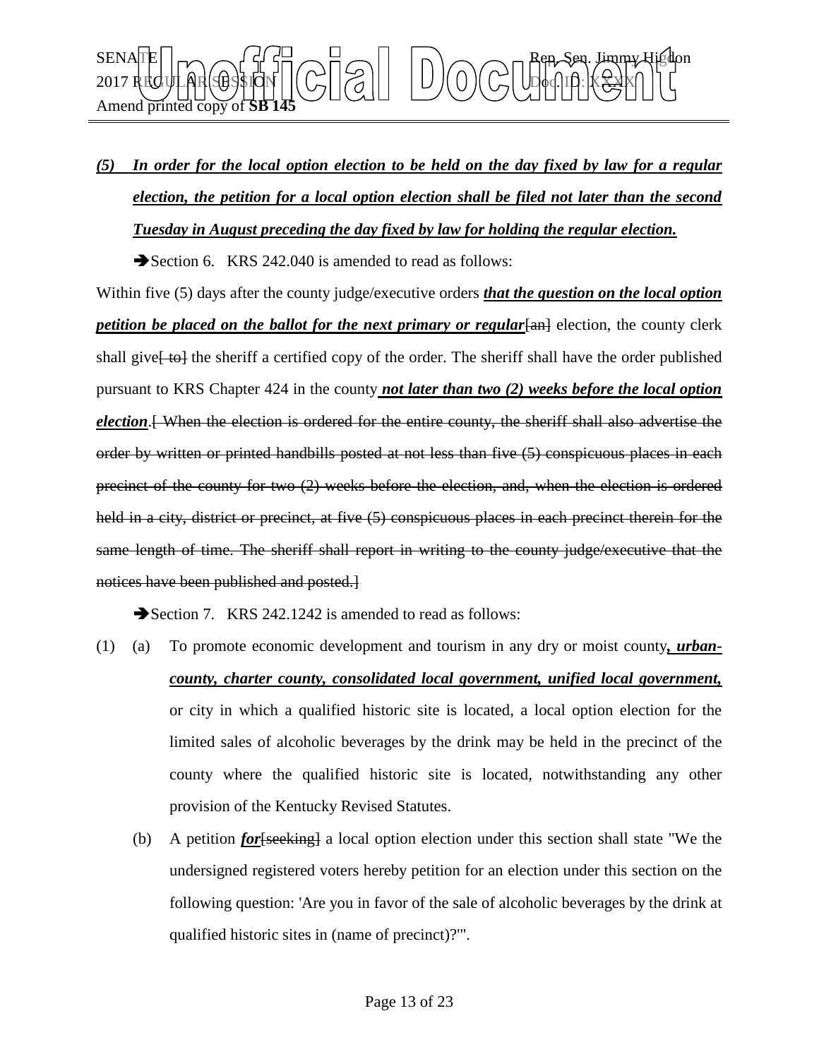***(5) In order for the local option election to be held on the day fixed by law for a regular election, the petition for a local option election shall be filed not later than the second Tuesday in August preceding the day fixed by law for holding the regular election.***

➔Section 6. KRS 242.040 is amended to read as follows:

Within five (5) days after the county judge/executive orders ***that the question on the local option petition be placed on the ballot for the next primary or regular***~~[an]~~ election, the county clerk shall give~~[ to]~~ the sheriff a certified copy of the order. The sheriff shall have the order published pursuant to KRS Chapter 424 in the county ***not later than two (2) weeks before the local option election***.~~[ When the election is ordered for the entire county, the sheriff shall also advertise the order by written or printed handbills posted at not less than five (5) conspicuous places in each precinct of the county for two (2) weeks before the election, and, when the election is ordered held in a city, district or precinct, at five (5) conspicuous places in each precinct therein for the same length of time. The sheriff shall report in writing to the county judge/executive that the notices have been published and posted.]~~

➔Section 7. KRS 242.1242 is amended to read as follows:

(1) (a) To promote economic development and tourism in any dry or moist county***, urban-county, charter county, consolidated local government, unified local government,*** or city in which a qualified historic site is located, a local option election for the limited sales of alcoholic beverages by the drink may be held in the precinct of the county where the qualified historic site is located, notwithstanding any other provision of the Kentucky Revised Statutes.

(b) A petition ***for***~~[seeking]~~ a local option election under this section shall state "We the undersigned registered voters hereby petition for an election under this section on the following question: 'Are you in favor of the sale of alcoholic beverages by the drink at qualified historic sites in (name of precinct)?'".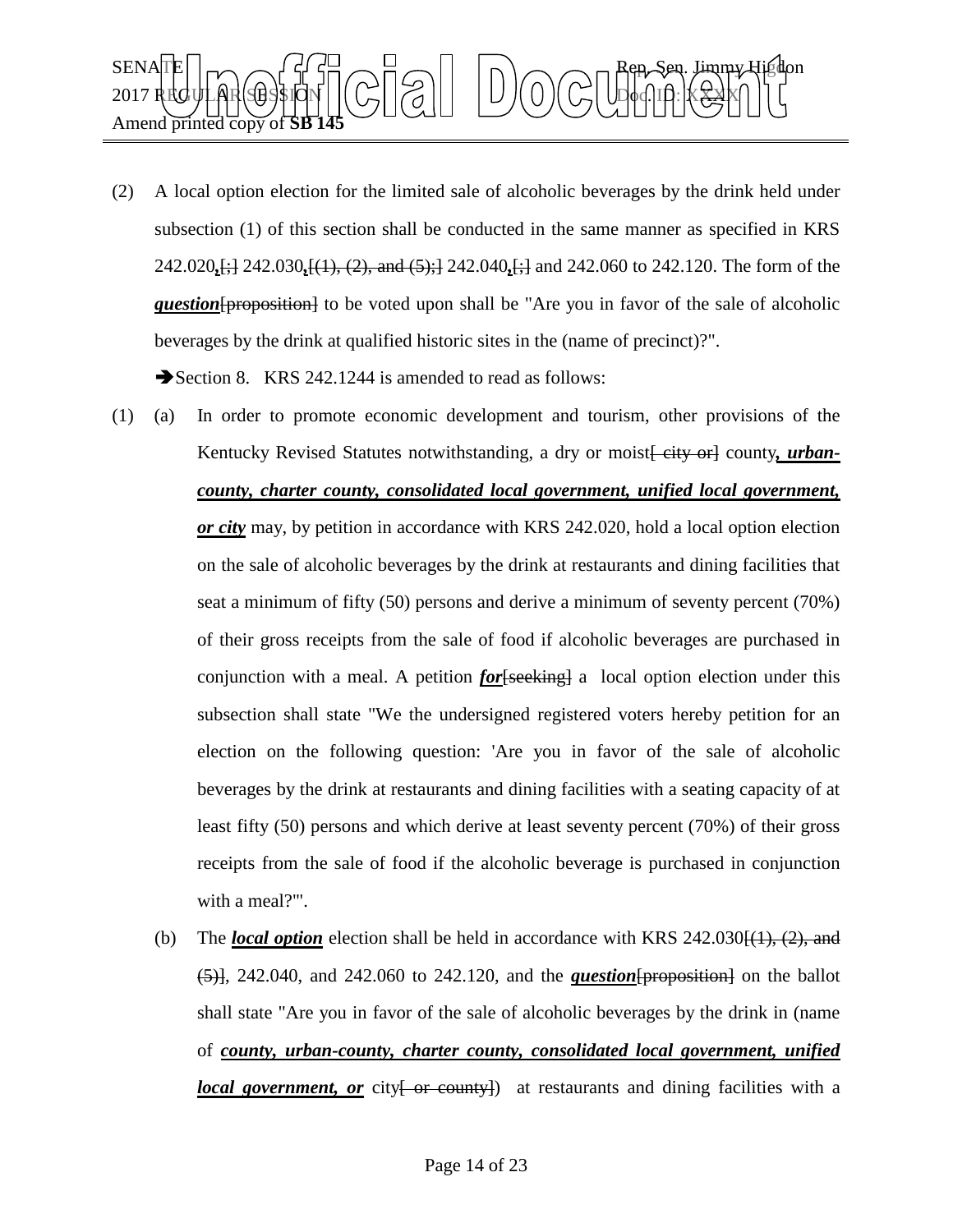(2) A local option election for the limited sale of alcoholic beverages by the drink held under subsection (1) of this section shall be conducted in the same manner as specified in KRS 242.020**,**~~[;]~~ 242.030**,**~~[(1), (2), and (5);]~~ 242.040**,**~~[;]~~ and 242.060 to 242.120. The form of the ***question***~~[proposition]~~ to be voted upon shall be "Are you in favor of the sale of alcoholic beverages by the drink at qualified historic sites in the (name of precinct)?".

➔Section 8. KRS 242.1244 is amended to read as follows:

(1) (a) In order to promote economic development and tourism, other provisions of the Kentucky Revised Statutes notwithstanding, a dry or moist~~[ city or]~~ county***, urban-county, charter county, consolidated local government, unified local government, or city*** may, by petition in accordance with KRS 242.020, hold a local option election on the sale of alcoholic beverages by the drink at restaurants and dining facilities that seat a minimum of fifty (50) persons and derive a minimum of seventy percent (70%) of their gross receipts from the sale of food if alcoholic beverages are purchased in conjunction with a meal. A petition ***for***~~[seeking]~~ a local option election under this subsection shall state "We the undersigned registered voters hereby petition for an election on the following question: 'Are you in favor of the sale of alcoholic beverages by the drink at restaurants and dining facilities with a seating capacity of at least fifty (50) persons and which derive at least seventy percent (70%) of their gross receipts from the sale of food if the alcoholic beverage is purchased in conjunction with a meal?'".

(b) The ***local option*** election shall be held in accordance with KRS 242.030~~[(1), (2), and (5)]~~, 242.040, and 242.060 to 242.120, and the ***question***~~[proposition]~~ on the ballot shall state "Are you in favor of the sale of alcoholic beverages by the drink in (name of ***county, urban-county, charter county, consolidated local government, unified local government, or*** city~~[ or county]~~) at restaurants and dining facilities with a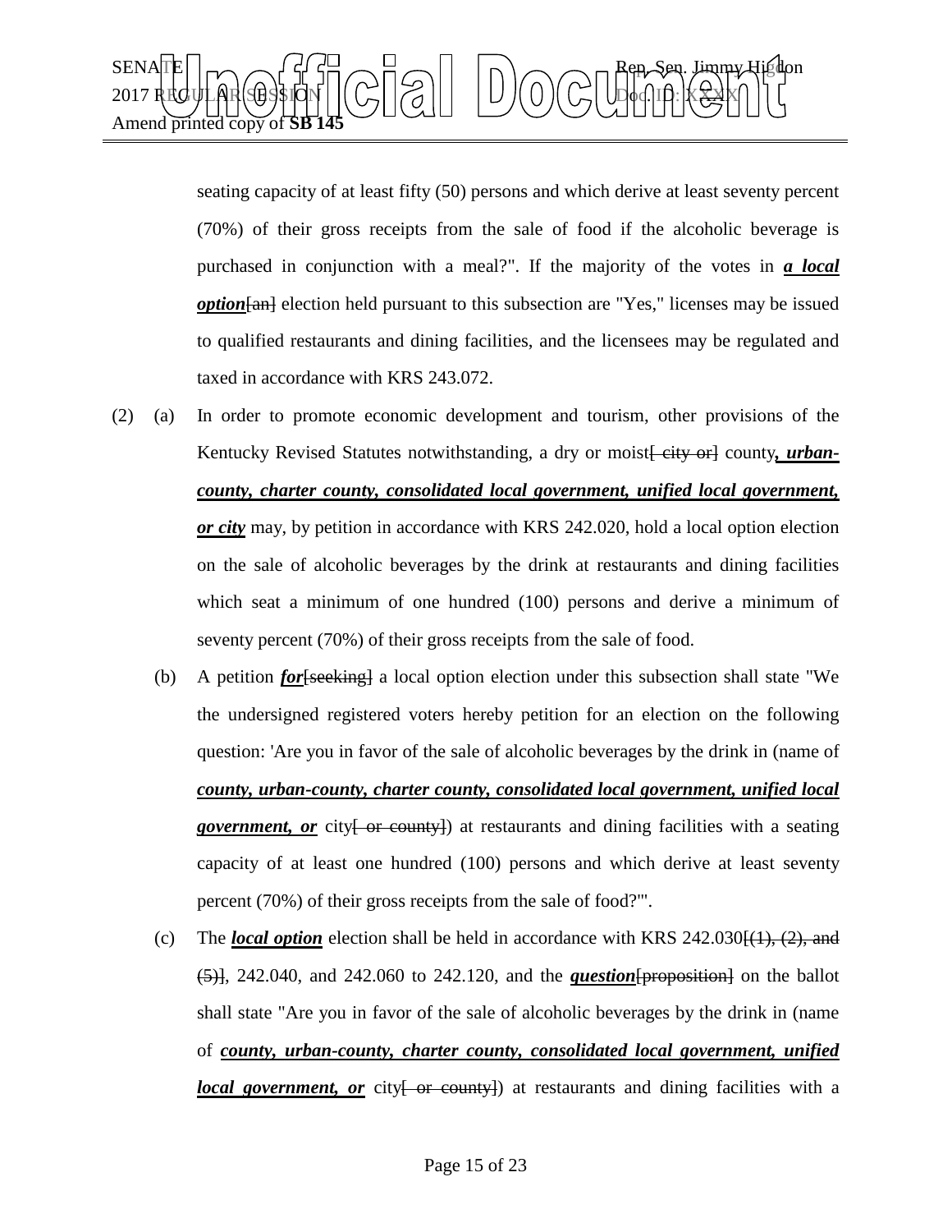seating capacity of at least fifty (50) persons and which derive at least seventy percent (70%) of their gross receipts from the sale of food if the alcoholic beverage is purchased in conjunction with a meal?". If the majority of the votes in ***a local option***~~[an]~~ election held pursuant to this subsection are "Yes," licenses may be issued to qualified restaurants and dining facilities, and the licensees may be regulated and taxed in accordance with KRS 243.072.

(2) (a) In order to promote economic development and tourism, other provisions of the Kentucky Revised Statutes notwithstanding, a dry or moist~~[ city or]~~ county***, urban-county, charter county, consolidated local government, unified local government, or city*** may, by petition in accordance with KRS 242.020, hold a local option election on the sale of alcoholic beverages by the drink at restaurants and dining facilities which seat a minimum of one hundred (100) persons and derive a minimum of seventy percent (70%) of their gross receipts from the sale of food.

(b) A petition ***for***~~[seeking]~~ a local option election under this subsection shall state "We the undersigned registered voters hereby petition for an election on the following question: 'Are you in favor of the sale of alcoholic beverages by the drink in (name of ***county, urban-county, charter county, consolidated local government, unified local government, or*** city~~[ or county]~~) at restaurants and dining facilities with a seating capacity of at least one hundred (100) persons and which derive at least seventy percent (70%) of their gross receipts from the sale of food?'".

(c) The ***local option*** election shall be held in accordance with KRS 242.030~~[(1), (2), and (5)]~~, 242.040, and 242.060 to 242.120, and the ***question***~~[proposition]~~ on the ballot shall state "Are you in favor of the sale of alcoholic beverages by the drink in (name of ***county, urban-county, charter county, consolidated local government, unified local government, or*** city~~[ or county]~~) at restaurants and dining facilities with a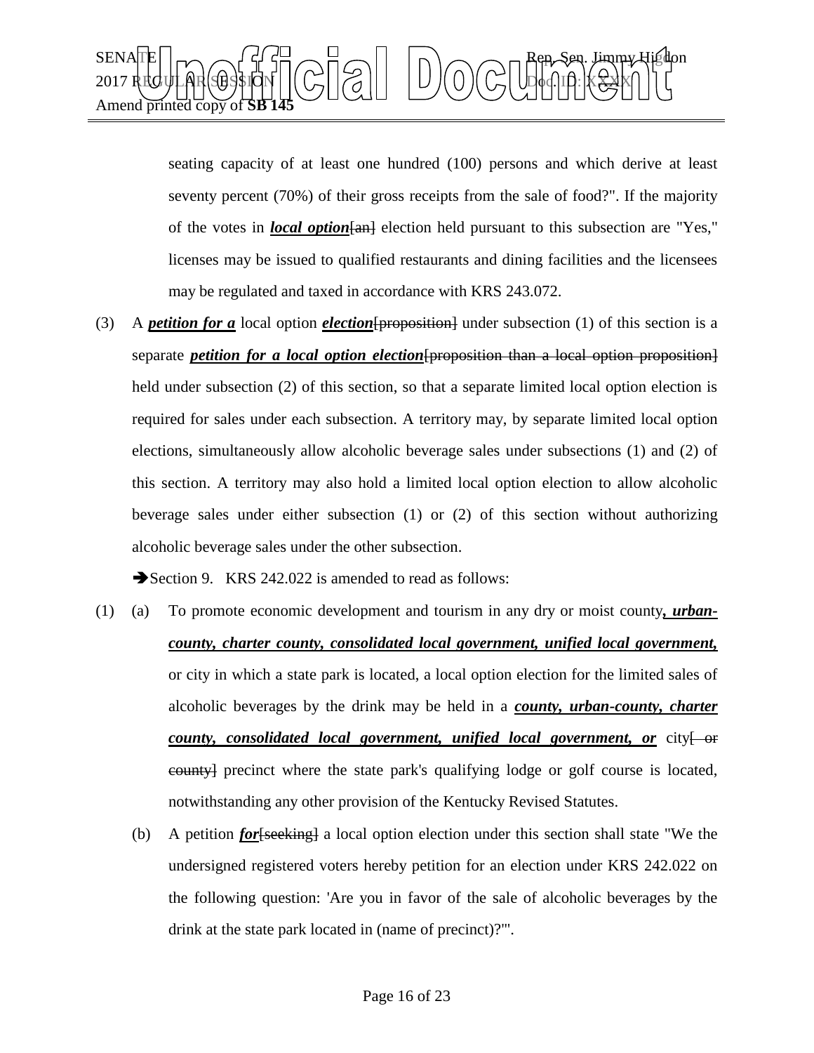seating capacity of at least one hundred (100) persons and which derive at least seventy percent (70%) of their gross receipts from the sale of food?". If the majority of the votes in ***local option***~~[an]~~ election held pursuant to this subsection are "Yes," licenses may be issued to qualified restaurants and dining facilities and the licensees may be regulated and taxed in accordance with KRS 243.072.

(3) A ***petition for a*** local option ***election***~~[proposition]~~ under subsection (1) of this section is a separate ***petition for a local option election***~~[proposition than a local option proposition]~~ held under subsection (2) of this section, so that a separate limited local option election is required for sales under each subsection. A territory may, by separate limited local option elections, simultaneously allow alcoholic beverage sales under subsections (1) and (2) of this section. A territory may also hold a limited local option election to allow alcoholic beverage sales under either subsection (1) or (2) of this section without authorizing alcoholic beverage sales under the other subsection.

➔Section 9. KRS 242.022 is amended to read as follows:

(1) (a) To promote economic development and tourism in any dry or moist county***, urban-county, charter county, consolidated local government, unified local government,*** or city in which a state park is located, a local option election for the limited sales of alcoholic beverages by the drink may be held in a ***county, urban-county, charter county, consolidated local government, unified local government, or*** city~~[ or county]~~ precinct where the state park's qualifying lodge or golf course is located, notwithstanding any other provision of the Kentucky Revised Statutes.

(b) A petition ***for***~~[seeking]~~ a local option election under this section shall state "We the undersigned registered voters hereby petition for an election under KRS 242.022 on the following question: 'Are you in favor of the sale of alcoholic beverages by the drink at the state park located in (name of precinct)?'".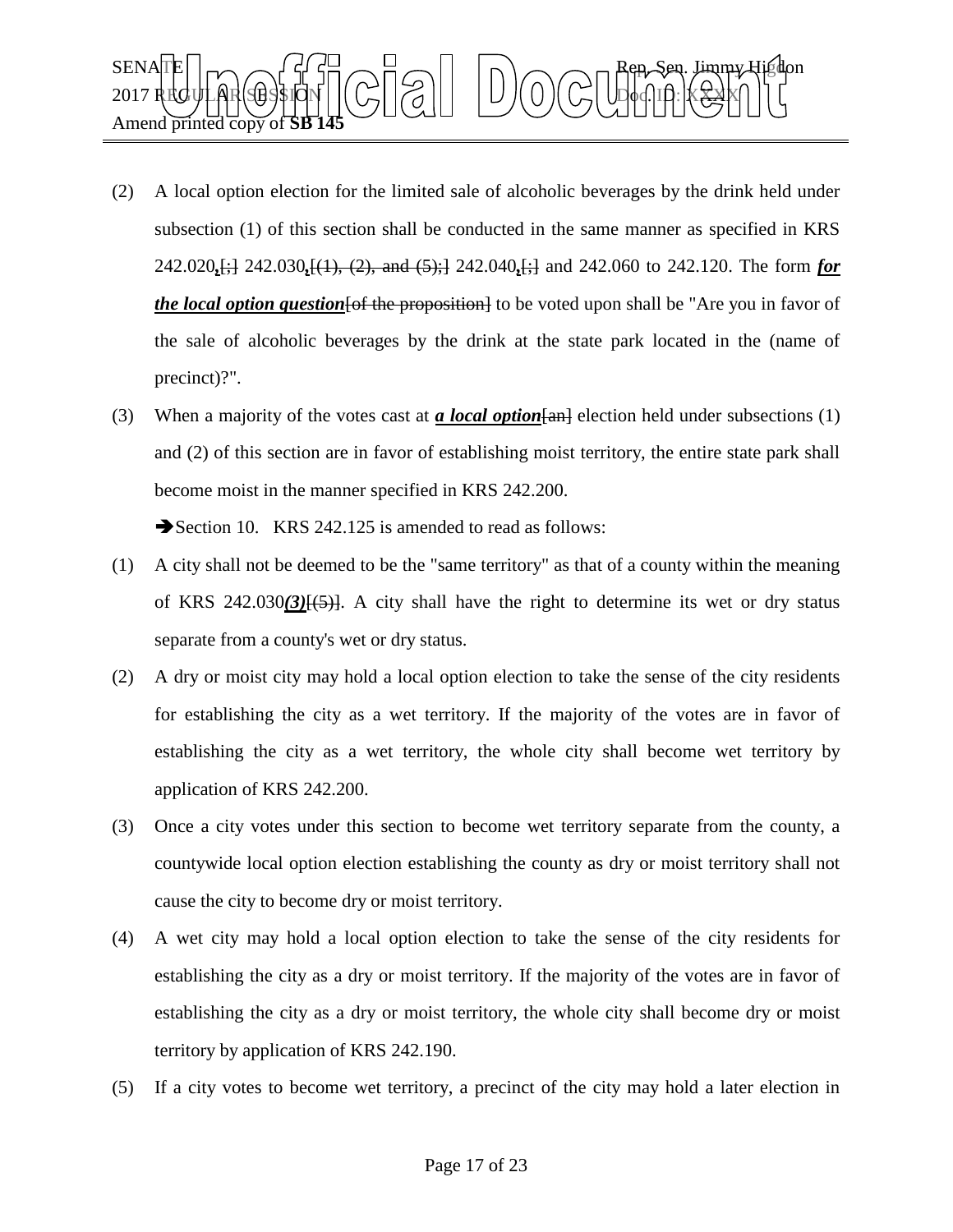(2) A local option election for the limited sale of alcoholic beverages by the drink held under subsection (1) of this section shall be conducted in the same manner as specified in KRS 242.020**,**[;] 242.030**,**[(1), (2), and (5);] 242.040**,**[;] and 242.060 to 242.120. The form ***for the local option question***[of the proposition] to be voted upon shall be "Are you in favor of the sale of alcoholic beverages by the drink at the state park located in the (name of precinct)?".

(3) When a majority of the votes cast at ***a local option***[an] election held under subsections (1) and (2) of this section are in favor of establishing moist territory, the entire state park shall become moist in the manner specified in KRS 242.200.

➔Section 10. KRS 242.125 is amended to read as follows:

(1) A city shall not be deemed to be the "same territory" as that of a county within the meaning of KRS 242.030***(3)***[(5)]. A city shall have the right to determine its wet or dry status separate from a county's wet or dry status.

(2) A dry or moist city may hold a local option election to take the sense of the city residents for establishing the city as a wet territory. If the majority of the votes are in favor of establishing the city as a wet territory, the whole city shall become wet territory by application of KRS 242.200.

(3) Once a city votes under this section to become wet territory separate from the county, a countywide local option election establishing the county as dry or moist territory shall not cause the city to become dry or moist territory.

(4) A wet city may hold a local option election to take the sense of the city residents for establishing the city as a dry or moist territory. If the majority of the votes are in favor of establishing the city as a dry or moist territory, the whole city shall become dry or moist territory by application of KRS 242.190.

(5) If a city votes to become wet territory, a precinct of the city may hold a later election in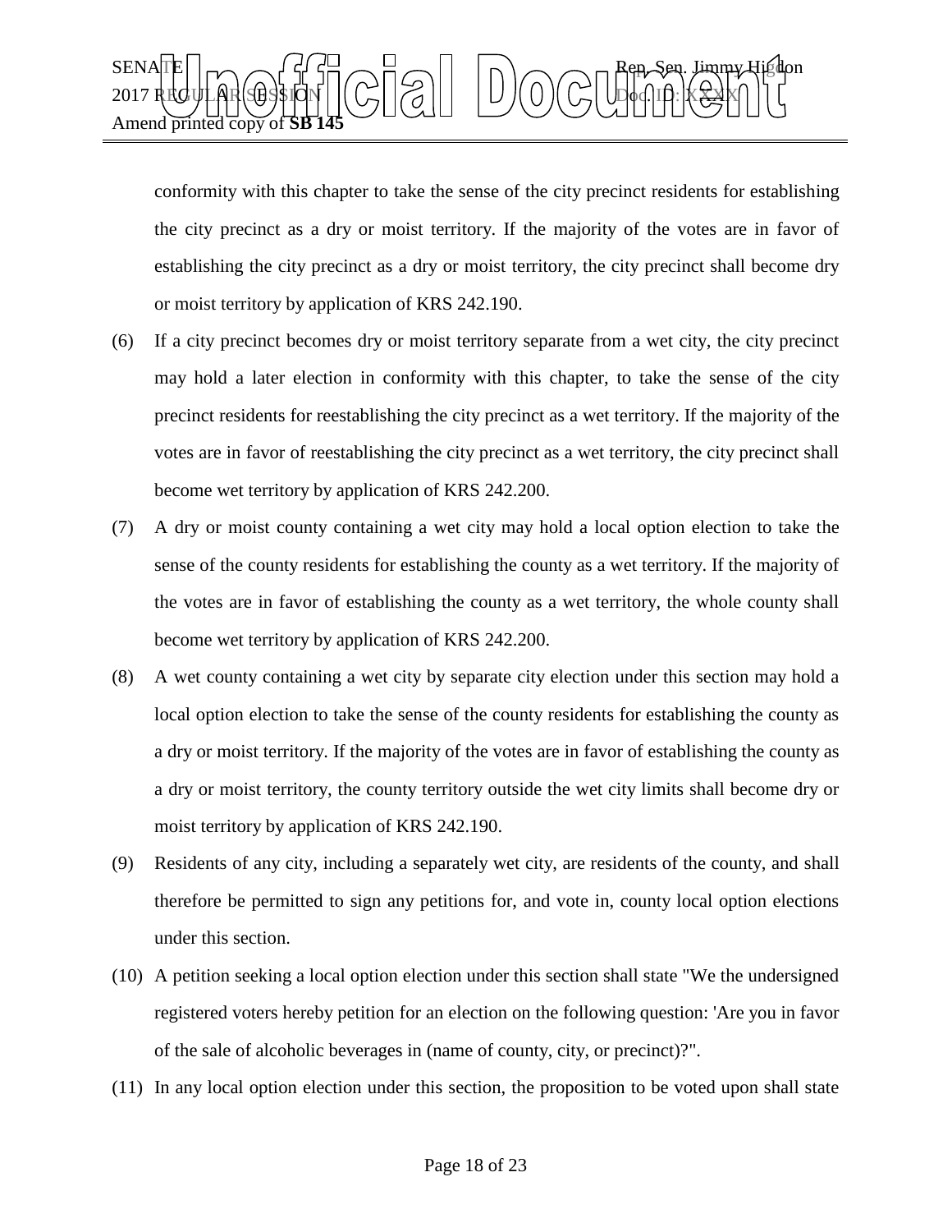conformity with this chapter to take the sense of the city precinct residents for establishing the city precinct as a dry or moist territory. If the majority of the votes are in favor of establishing the city precinct as a dry or moist territory, the city precinct shall become dry or moist territory by application of KRS 242.190.

(6) If a city precinct becomes dry or moist territory separate from a wet city, the city precinct may hold a later election in conformity with this chapter, to take the sense of the city precinct residents for reestablishing the city precinct as a wet territory. If the majority of the votes are in favor of reestablishing the city precinct as a wet territory, the city precinct shall become wet territory by application of KRS 242.200.

(7) A dry or moist county containing a wet city may hold a local option election to take the sense of the county residents for establishing the county as a wet territory. If the majority of the votes are in favor of establishing the county as a wet territory, the whole county shall become wet territory by application of KRS 242.200.

(8) A wet county containing a wet city by separate city election under this section may hold a local option election to take the sense of the county residents for establishing the county as a dry or moist territory. If the majority of the votes are in favor of establishing the county as a dry or moist territory, the county territory outside the wet city limits shall become dry or moist territory by application of KRS 242.190.

(9) Residents of any city, including a separately wet city, are residents of the county, and shall therefore be permitted to sign any petitions for, and vote in, county local option elections under this section.

(10) A petition seeking a local option election under this section shall state "We the undersigned registered voters hereby petition for an election on the following question: 'Are you in favor of the sale of alcoholic beverages in (name of county, city, or precinct)?".

(11) In any local option election under this section, the proposition to be voted upon shall state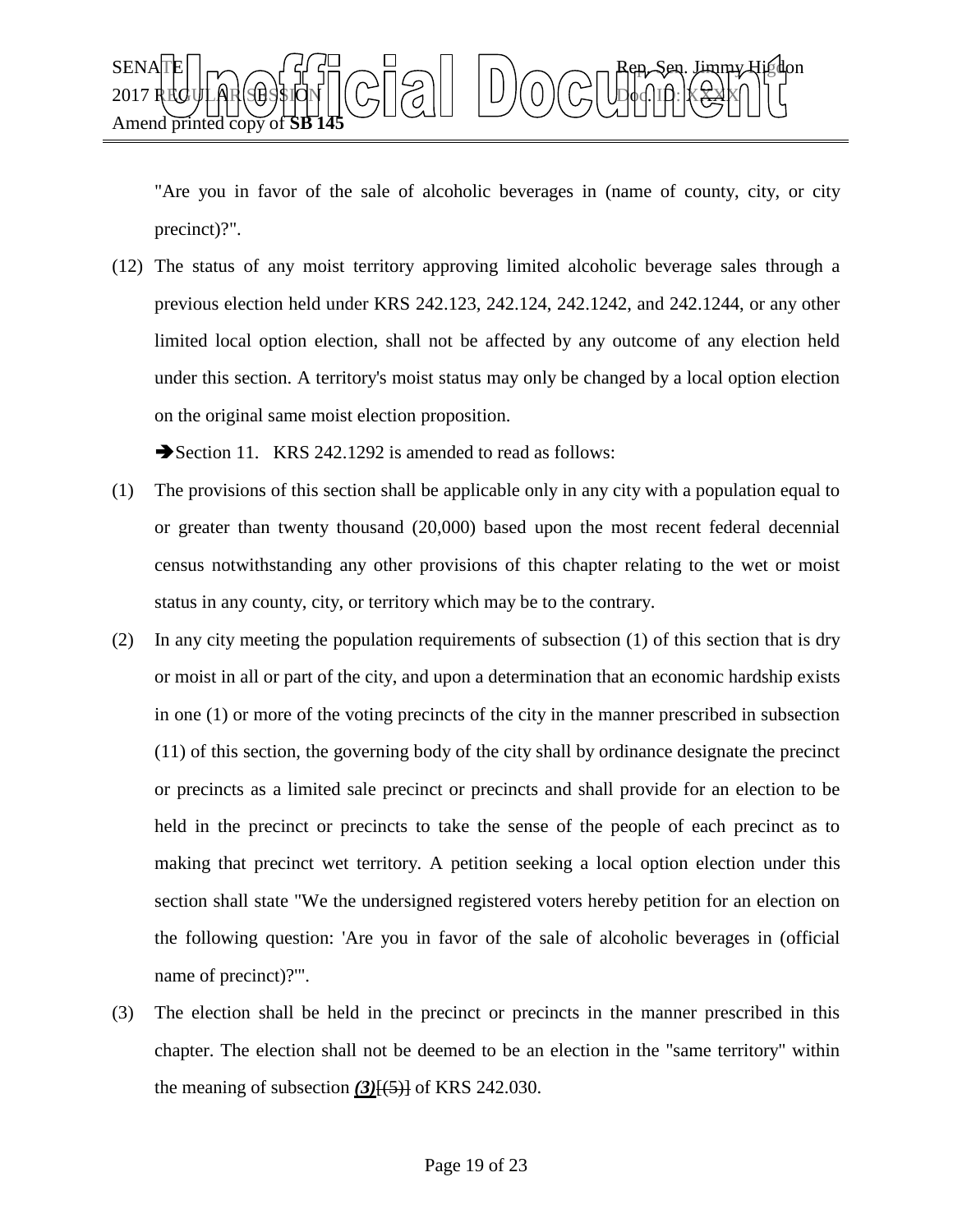"Are you in favor of the sale of alcoholic beverages in (name of county, city, or city precinct)?".

(12) The status of any moist territory approving limited alcoholic beverage sales through a previous election held under KRS 242.123, 242.124, 242.1242, and 242.1244, or any other limited local option election, shall not be affected by any outcome of any election held under this section. A territory's moist status may only be changed by a local option election on the original same moist election proposition.

➔Section 11. KRS 242.1292 is amended to read as follows:

(1) The provisions of this section shall be applicable only in any city with a population equal to or greater than twenty thousand (20,000) based upon the most recent federal decennial census notwithstanding any other provisions of this chapter relating to the wet or moist status in any county, city, or territory which may be to the contrary.

(2) In any city meeting the population requirements of subsection (1) of this section that is dry or moist in all or part of the city, and upon a determination that an economic hardship exists in one (1) or more of the voting precincts of the city in the manner prescribed in subsection (11) of this section, the governing body of the city shall by ordinance designate the precinct or precincts as a limited sale precinct or precincts and shall provide for an election to be held in the precinct or precincts to take the sense of the people of each precinct as to making that precinct wet territory. A petition seeking a local option election under this section shall state "We the undersigned registered voters hereby petition for an election on the following question: 'Are you in favor of the sale of alcoholic beverages in (official name of precinct)?'".

(3) The election shall be held in the precinct or precincts in the manner prescribed in this chapter. The election shall not be deemed to be an election in the "same territory" within the meaning of subsection ***(3)***[(5)] of KRS 242.030.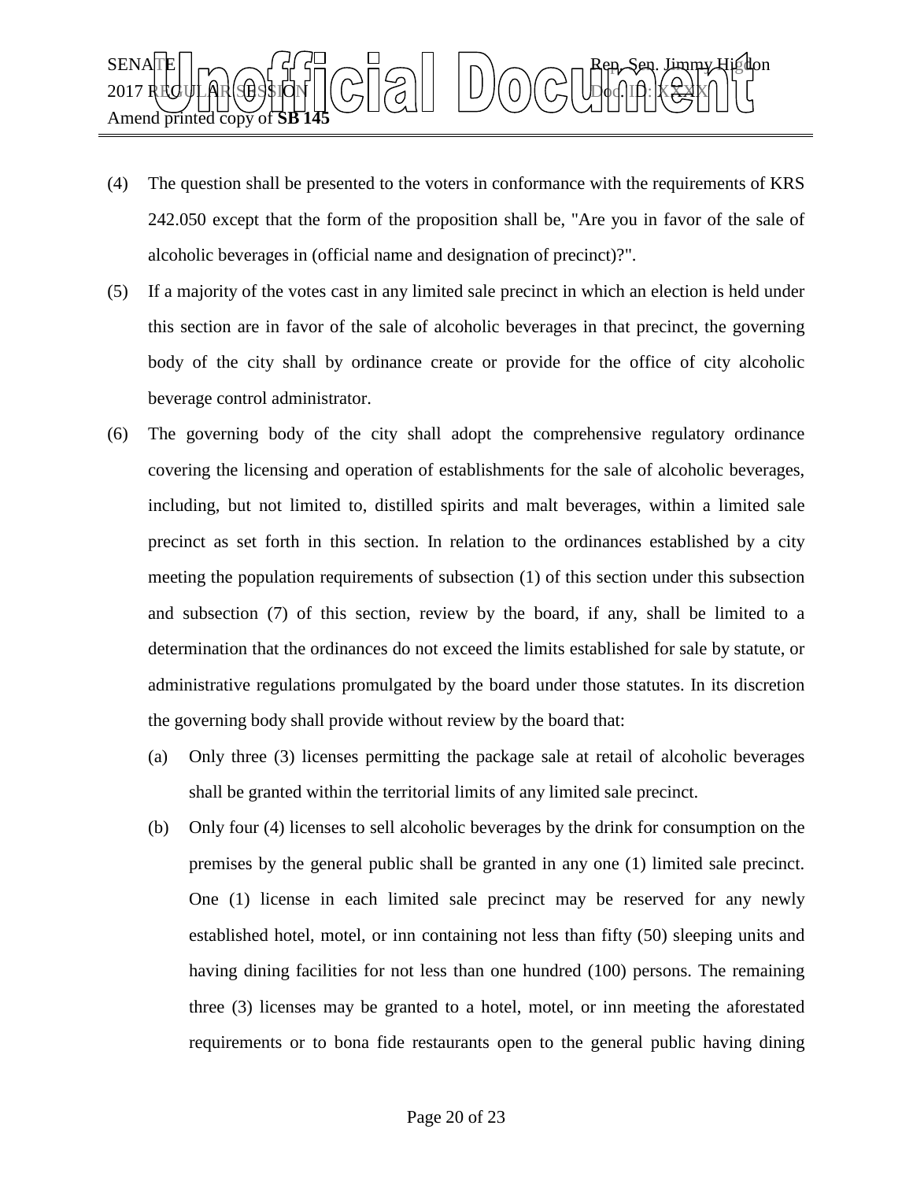(4) The question shall be presented to the voters in conformance with the requirements of KRS 242.050 except that the form of the proposition shall be, "Are you in favor of the sale of alcoholic beverages in (official name and designation of precinct)?".

(5) If a majority of the votes cast in any limited sale precinct in which an election is held under this section are in favor of the sale of alcoholic beverages in that precinct, the governing body of the city shall by ordinance create or provide for the office of city alcoholic beverage control administrator.

(6) The governing body of the city shall adopt the comprehensive regulatory ordinance covering the licensing and operation of establishments for the sale of alcoholic beverages, including, but not limited to, distilled spirits and malt beverages, within a limited sale precinct as set forth in this section. In relation to the ordinances established by a city meeting the population requirements of subsection (1) of this section under this subsection and subsection (7) of this section, review by the board, if any, shall be limited to a determination that the ordinances do not exceed the limits established for sale by statute, or administrative regulations promulgated by the board under those statutes. In its discretion the governing body shall provide without review by the board that:

   (a) Only three (3) licenses permitting the package sale at retail of alcoholic beverages shall be granted within the territorial limits of any limited sale precinct.

   (b) Only four (4) licenses to sell alcoholic beverages by the drink for consumption on the premises by the general public shall be granted in any one (1) limited sale precinct. One (1) license in each limited sale precinct may be reserved for any newly established hotel, motel, or inn containing not less than fifty (50) sleeping units and having dining facilities for not less than one hundred (100) persons. The remaining three (3) licenses may be granted to a hotel, motel, or inn meeting the aforestated requirements or to bona fide restaurants open to the general public having dining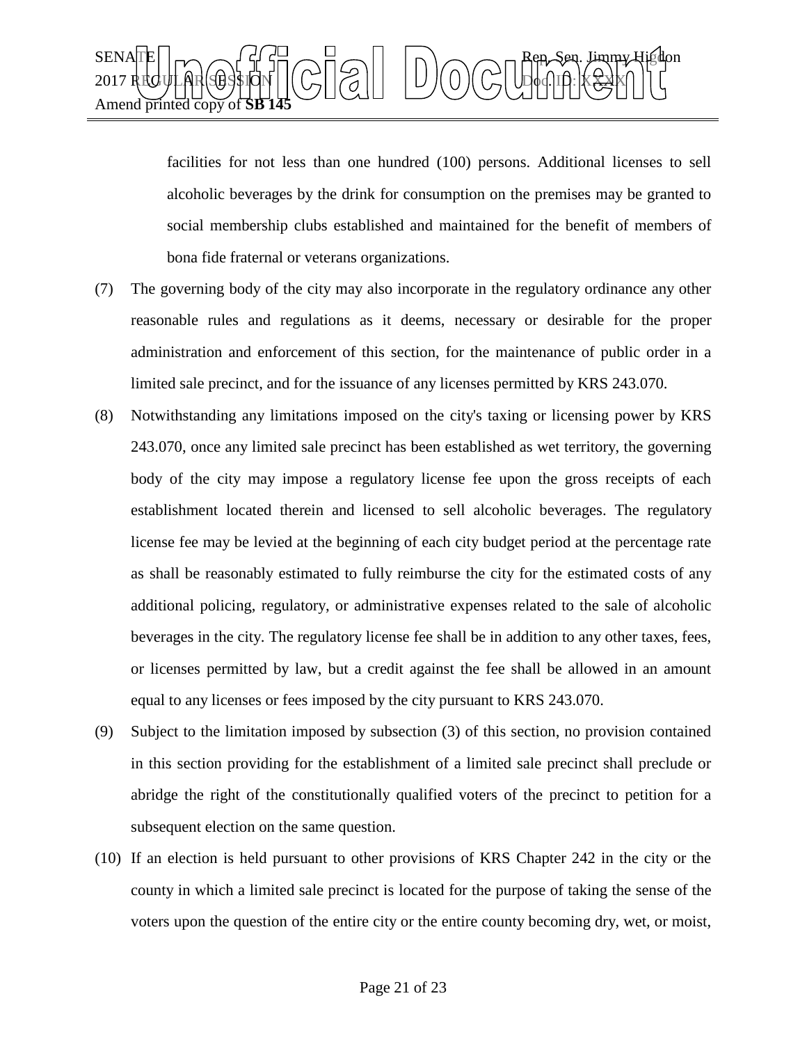facilities for not less than one hundred (100) persons. Additional licenses to sell alcoholic beverages by the drink for consumption on the premises may be granted to social membership clubs established and maintained for the benefit of members of bona fide fraternal or veterans organizations.

(7) The governing body of the city may also incorporate in the regulatory ordinance any other reasonable rules and regulations as it deems, necessary or desirable for the proper administration and enforcement of this section, for the maintenance of public order in a limited sale precinct, and for the issuance of any licenses permitted by KRS 243.070.

(8) Notwithstanding any limitations imposed on the city's taxing or licensing power by KRS 243.070, once any limited sale precinct has been established as wet territory, the governing body of the city may impose a regulatory license fee upon the gross receipts of each establishment located therein and licensed to sell alcoholic beverages. The regulatory license fee may be levied at the beginning of each city budget period at the percentage rate as shall be reasonably estimated to fully reimburse the city for the estimated costs of any additional policing, regulatory, or administrative expenses related to the sale of alcoholic beverages in the city. The regulatory license fee shall be in addition to any other taxes, fees, or licenses permitted by law, but a credit against the fee shall be allowed in an amount equal to any licenses or fees imposed by the city pursuant to KRS 243.070.

(9) Subject to the limitation imposed by subsection (3) of this section, no provision contained in this section providing for the establishment of a limited sale precinct shall preclude or abridge the right of the constitutionally qualified voters of the precinct to petition for a subsequent election on the same question.

(10) If an election is held pursuant to other provisions of KRS Chapter 242 in the city or the county in which a limited sale precinct is located for the purpose of taking the sense of the voters upon the question of the entire city or the entire county becoming dry, wet, or moist,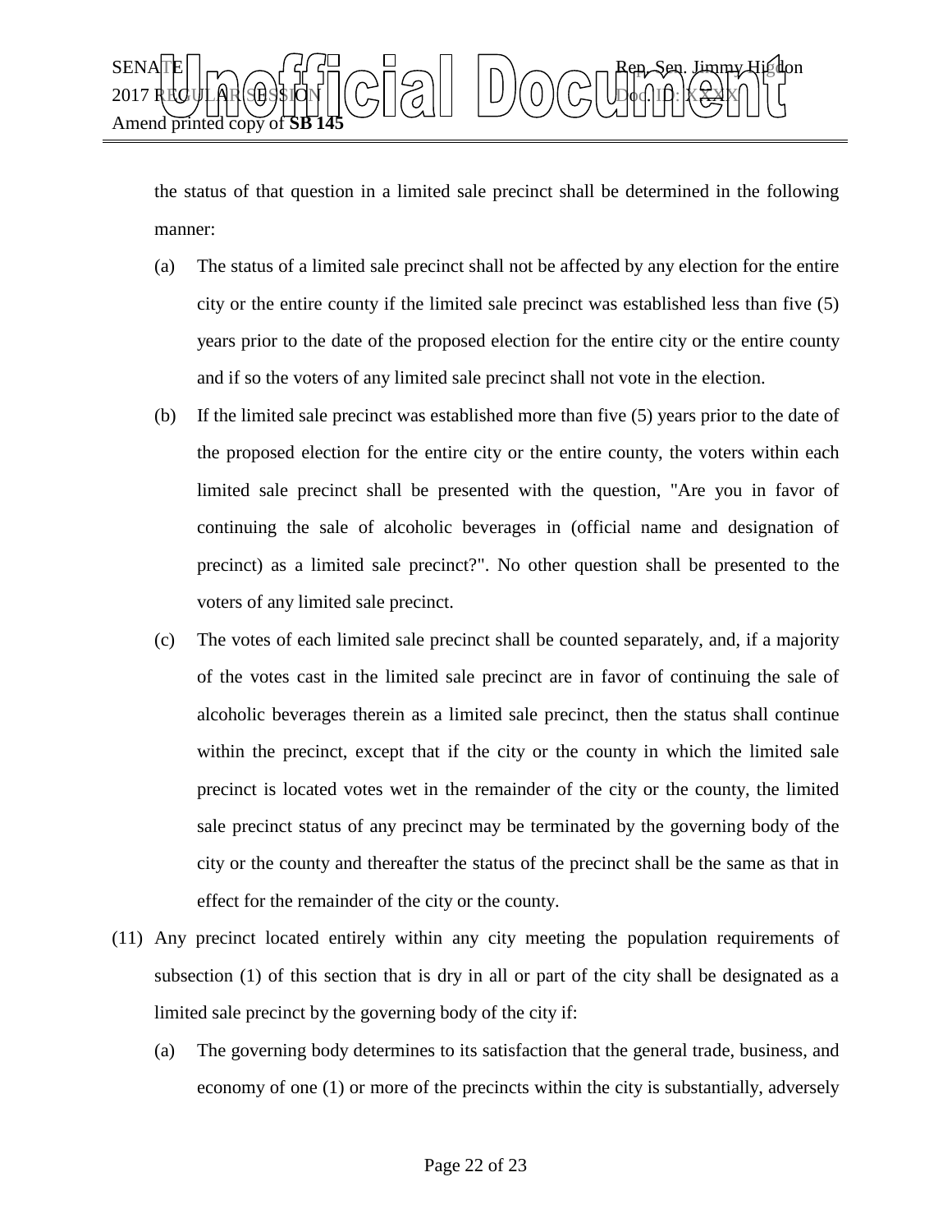the status of that question in a limited sale precinct shall be determined in the following manner:

(a) The status of a limited sale precinct shall not be affected by any election for the entire city or the entire county if the limited sale precinct was established less than five (5) years prior to the date of the proposed election for the entire city or the entire county and if so the voters of any limited sale precinct shall not vote in the election.

(b) If the limited sale precinct was established more than five (5) years prior to the date of the proposed election for the entire city or the entire county, the voters within each limited sale precinct shall be presented with the question, "Are you in favor of continuing the sale of alcoholic beverages in (official name and designation of precinct) as a limited sale precinct?". No other question shall be presented to the voters of any limited sale precinct.

(c) The votes of each limited sale precinct shall be counted separately, and, if a majority of the votes cast in the limited sale precinct are in favor of continuing the sale of alcoholic beverages therein as a limited sale precinct, then the status shall continue within the precinct, except that if the city or the county in which the limited sale precinct is located votes wet in the remainder of the city or the county, the limited sale precinct status of any precinct may be terminated by the governing body of the city or the county and thereafter the status of the precinct shall be the same as that in effect for the remainder of the city or the county.

(11) Any precinct located entirely within any city meeting the population requirements of subsection (1) of this section that is dry in all or part of the city shall be designated as a limited sale precinct by the governing body of the city if:

(a) The governing body determines to its satisfaction that the general trade, business, and economy of one (1) or more of the precincts within the city is substantially, adversely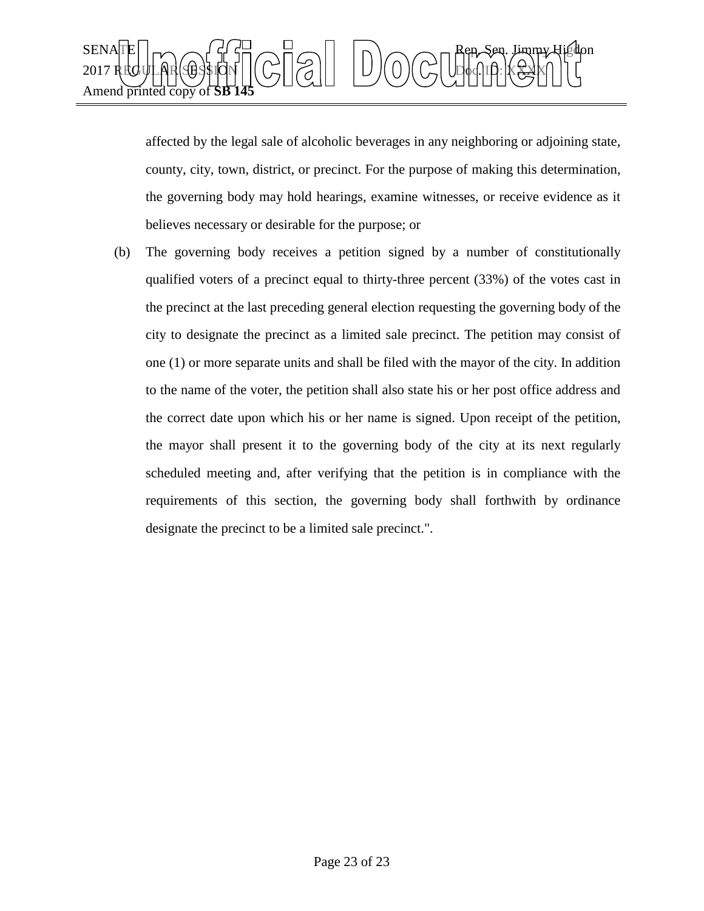affected by the legal sale of alcoholic beverages in any neighboring or adjoining state, county, city, town, district, or precinct. For the purpose of making this determination, the governing body may hold hearings, examine witnesses, or receive evidence as it believes necessary or desirable for the purpose; or

(b) The governing body receives a petition signed by a number of constitutionally qualified voters of a precinct equal to thirty-three percent (33%) of the votes cast in the precinct at the last preceding general election requesting the governing body of the city to designate the precinct as a limited sale precinct. The petition may consist of one (1) or more separate units and shall be filed with the mayor of the city. In addition to the name of the voter, the petition shall also state his or her post office address and the correct date upon which his or her name is signed. Upon receipt of the petition, the mayor shall present it to the governing body of the city at its next regularly scheduled meeting and, after verifying that the petition is in compliance with the requirements of this section, the governing body shall forthwith by ordinance designate the precinct to be a limited sale precinct.".